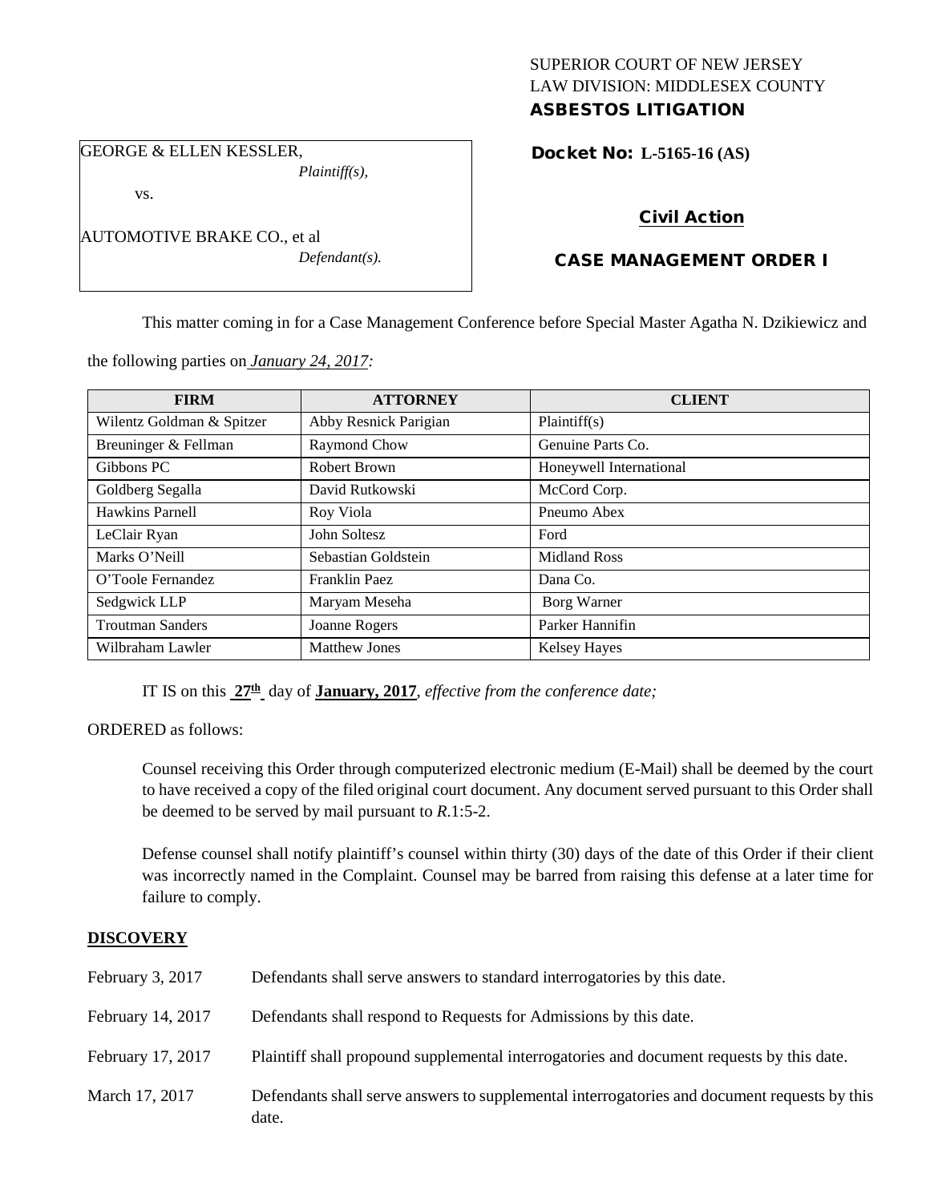SUPERIOR COURT OF NEW JERSEY
LAW DIVISION: MIDDLESEX COUNTY
**ASBESTOS LITIGATION**

GEORGE & ELLEN KESSLER,
*Plaintiff(s),*

vs.

AUTOMOTIVE BRAKE CO., et al
*Defendant(s).*

**Docket No: L-5165-16 (AS)**

**Civil Action**

**CASE MANAGEMENT ORDER I**

This matter coming in for a Case Management Conference before Special Master Agatha N. Dzikiewicz and the following parties on *January 24, 2017:*

| FIRM | ATTORNEY | CLIENT |
|---|---|---|
| Wilentz Goldman & Spitzer | Abby Resnick Parigian | Plaintiff(s) |
| Breuninger & Fellman | Raymond Chow | Genuine Parts Co. |
| Gibbons PC | Robert Brown | Honeywell International |
| Goldberg Segalla | David Rutkowski | McCord Corp. |
| Hawkins Parnell | Roy Viola | Pneumo Abex |
| LeClair Ryan | John Soltesz | Ford |
| Marks O'Neill | Sebastian Goldstein | Midland Ross |
| O'Toole Fernandez | Franklin Paez | Dana Co. |
| Sedgwick LLP | Maryam Meseha | Borg Warner |
| Troutman Sanders | Joanne Rogers | Parker Hannifin |
| Wilbraham Lawler | Matthew Jones | Kelsey Hayes |

IT IS on this **27th** day of **January, 2017**, *effective from the conference date;*

ORDERED as follows:

Counsel receiving this Order through computerized electronic medium (E-Mail) shall be deemed by the court to have received a copy of the filed original court document. Any document served pursuant to this Order shall be deemed to be served by mail pursuant to *R*.1:5-2.

Defense counsel shall notify plaintiff's counsel within thirty (30) days of the date of this Order if their client was incorrectly named in the Complaint. Counsel may be barred from raising this defense at a later time for failure to comply.

## DISCOVERY

February 3, 2017 — Defendants shall serve answers to standard interrogatories by this date.

February 14, 2017 — Defendants shall respond to Requests for Admissions by this date.

February 17, 2017 — Plaintiff shall propound supplemental interrogatories and document requests by this date.

March 17, 2017 — Defendants shall serve answers to supplemental interrogatories and document requests by this date.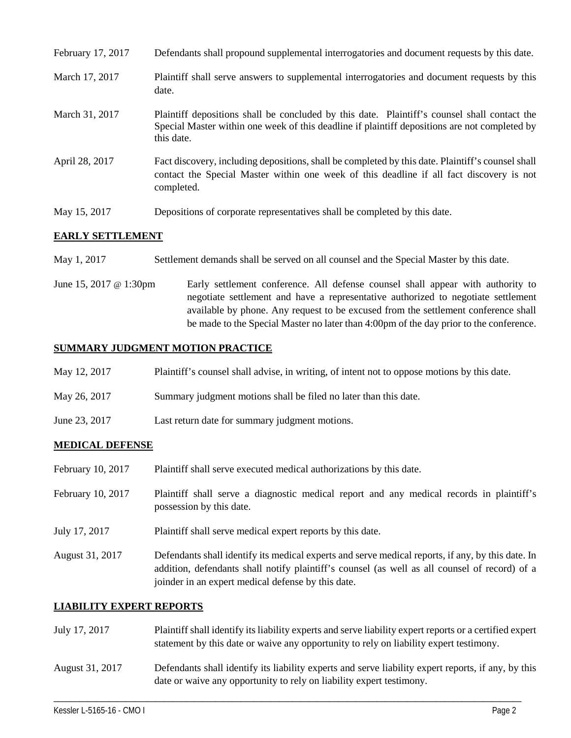| | |
|---|---|
| February 17, 2017 | Defendants shall propound supplemental interrogatories and document requests by this date. |
| March 17, 2017 | Plaintiff shall serve answers to supplemental interrogatories and document requests by this date. |
| March 31, 2017 | Plaintiff depositions shall be concluded by this date. Plaintiff's counsel shall contact the Special Master within one week of this deadline if plaintiff depositions are not completed by this date. |
| April 28, 2017 | Fact discovery, including depositions, shall be completed by this date. Plaintiff's counsel shall contact the Special Master within one week of this deadline if all fact discovery is not completed. |
| May 15, 2017 | Depositions of corporate representatives shall be completed by this date. |

## EARLY SETTLEMENT

| | |
|---|---|
| May 1, 2017 | Settlement demands shall be served on all counsel and the Special Master by this date. |
| June 15, 2017 @ 1:30pm | Early settlement conference. All defense counsel shall appear with authority to negotiate settlement and have a representative authorized to negotiate settlement available by phone. Any request to be excused from the settlement conference shall be made to the Special Master no later than 4:00pm of the day prior to the conference. |

## SUMMARY JUDGMENT MOTION PRACTICE

| | |
|---|---|
| May 12, 2017 | Plaintiff's counsel shall advise, in writing, of intent not to oppose motions by this date. |
| May 26, 2017 | Summary judgment motions shall be filed no later than this date. |
| June 23, 2017 | Last return date for summary judgment motions. |

## MEDICAL DEFENSE

| | |
|---|---|
| February 10, 2017 | Plaintiff shall serve executed medical authorizations by this date. |
| February 10, 2017 | Plaintiff shall serve a diagnostic medical report and any medical records in plaintiff's possession by this date. |
| July 17, 2017 | Plaintiff shall serve medical expert reports by this date. |
| August 31, 2017 | Defendants shall identify its medical experts and serve medical reports, if any, by this date. In addition, defendants shall notify plaintiff's counsel (as well as all counsel of record) of a joinder in an expert medical defense by this date. |

## LIABILITY EXPERT REPORTS

| | |
|---|---|
| July 17, 2017 | Plaintiff shall identify its liability experts and serve liability expert reports or a certified expert statement by this date or waive any opportunity to rely on liability expert testimony. |
| August 31, 2017 | Defendants shall identify its liability experts and serve liability expert reports, if any, by this date or waive any opportunity to rely on liability expert testimony. |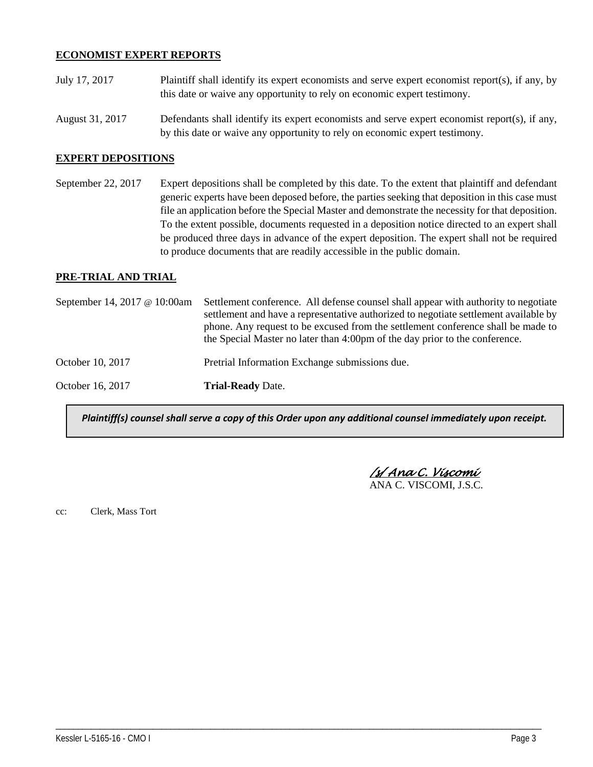**ECONOMIST EXPERT REPORTS**

| | |
|---|---|
| July 17, 2017 | Plaintiff shall identify its expert economists and serve expert economist report(s), if any, by this date or waive any opportunity to rely on economic expert testimony. |
| August 31, 2017 | Defendants shall identify its expert economists and serve expert economist report(s), if any, by this date or waive any opportunity to rely on economic expert testimony. |

**EXPERT DEPOSITIONS**

| | |
|---|---|
| September 22, 2017 | Expert depositions shall be completed by this date. To the extent that plaintiff and defendant generic experts have been deposed before, the parties seeking that deposition in this case must file an application before the Special Master and demonstrate the necessity for that deposition. To the extent possible, documents requested in a deposition notice directed to an expert shall be produced three days in advance of the expert deposition. The expert shall not be required to produce documents that are readily accessible in the public domain. |

**PRE-TRIAL AND TRIAL**

| | |
|---|---|
| September 14, 2017 @ 10:00am | Settlement conference. All defense counsel shall appear with authority to negotiate settlement and have a representative authorized to negotiate settlement available by phone. Any request to be excused from the settlement conference shall be made to the Special Master no later than 4:00pm of the day prior to the conference. |
| October 10, 2017 | Pretrial Information Exchange submissions due. |
| October 16, 2017 | **Trial-Ready** Date. |

***Plaintiff(s) counsel shall serve a copy of this Order upon any additional counsel immediately upon receipt.***

/s/ Ana C. Viscomi
ANA C. VISCOMI, J.S.C.

cc: Clerk, Mass Tort